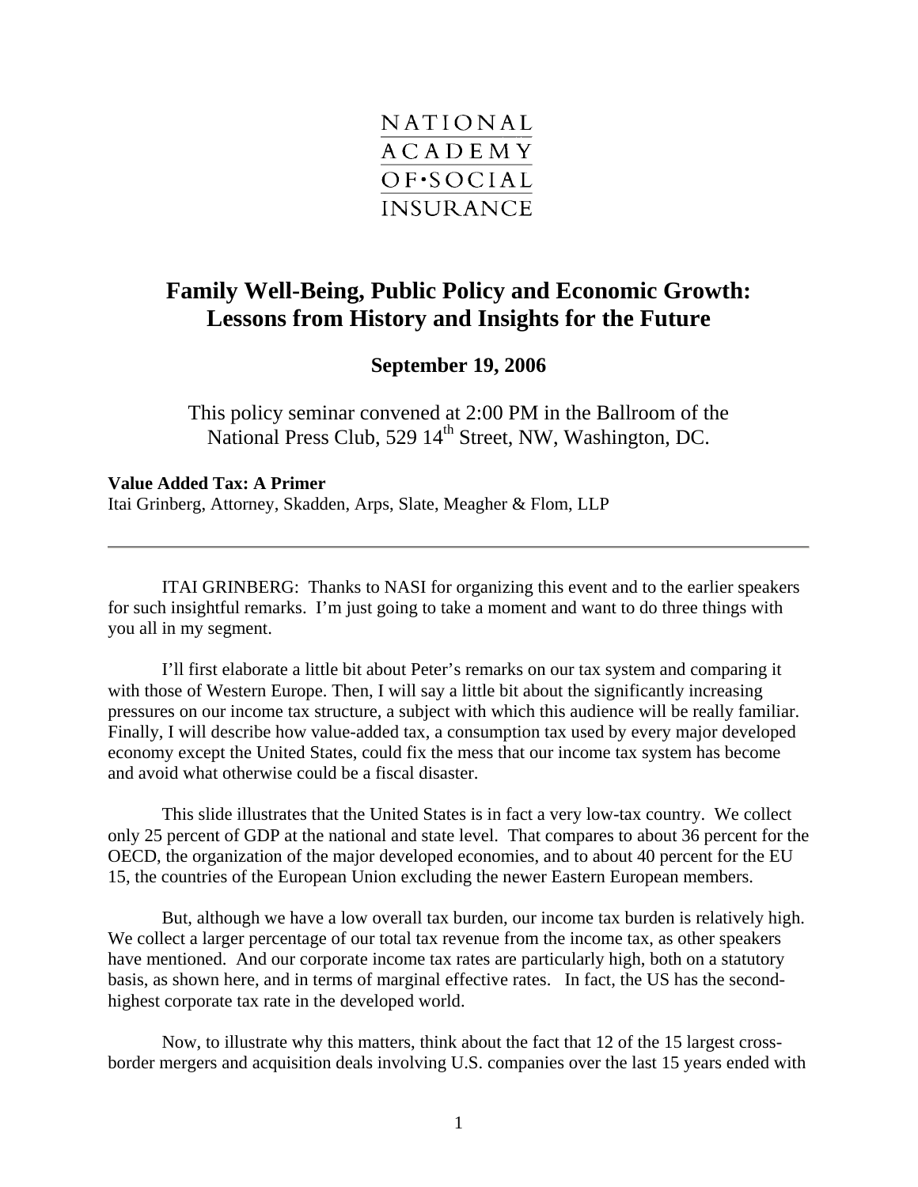NATIONAL ACADEMY OF·SOCIAL INSURANCE

# Family Well-Being, Public Policy and Economic Growth: Lessons from History and Insights for the Future

## September 19, 2006

This policy seminar convened at 2:00 PM in the Ballroom of the National Press Club, 529 14th Street, NW, Washington, DC.

**Value Added Tax: A Primer**
Itai Grinberg, Attorney, Skadden, Arps, Slate, Meagher & Flom, LLP

---

ITAI GRINBERG: Thanks to NASI for organizing this event and to the earlier speakers for such insightful remarks. I'm just going to take a moment and want to do three things with you all in my segment.

I'll first elaborate a little bit about Peter's remarks on our tax system and comparing it with those of Western Europe. Then, I will say a little bit about the significantly increasing pressures on our income tax structure, a subject with which this audience will be really familiar. Finally, I will describe how value-added tax, a consumption tax used by every major developed economy except the United States, could fix the mess that our income tax system has become and avoid what otherwise could be a fiscal disaster.

This slide illustrates that the United States is in fact a very low-tax country. We collect only 25 percent of GDP at the national and state level. That compares to about 36 percent for the OECD, the organization of the major developed economies, and to about 40 percent for the EU 15, the countries of the European Union excluding the newer Eastern European members.

But, although we have a low overall tax burden, our income tax burden is relatively high. We collect a larger percentage of our total tax revenue from the income tax, as other speakers have mentioned. And our corporate income tax rates are particularly high, both on a statutory basis, as shown here, and in terms of marginal effective rates. In fact, the US has the second-highest corporate tax rate in the developed world.

Now, to illustrate why this matters, think about the fact that 12 of the 15 largest cross-border mergers and acquisition deals involving U.S. companies over the last 15 years ended with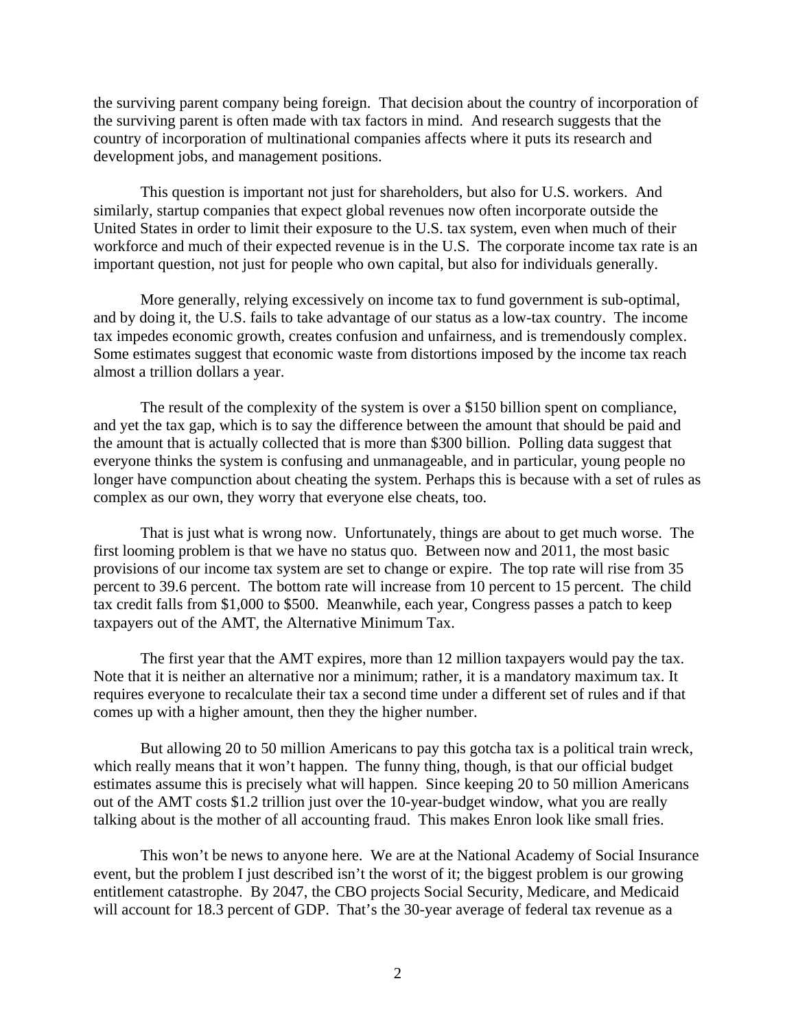the surviving parent company being foreign. That decision about the country of incorporation of the surviving parent is often made with tax factors in mind. And research suggests that the country of incorporation of multinational companies affects where it puts its research and development jobs, and management positions.

This question is important not just for shareholders, but also for U.S. workers. And similarly, startup companies that expect global revenues now often incorporate outside the United States in order to limit their exposure to the U.S. tax system, even when much of their workforce and much of their expected revenue is in the U.S. The corporate income tax rate is an important question, not just for people who own capital, but also for individuals generally.

More generally, relying excessively on income tax to fund government is sub-optimal, and by doing it, the U.S. fails to take advantage of our status as a low-tax country. The income tax impedes economic growth, creates confusion and unfairness, and is tremendously complex. Some estimates suggest that economic waste from distortions imposed by the income tax reach almost a trillion dollars a year.

The result of the complexity of the system is over a $150 billion spent on compliance, and yet the tax gap, which is to say the difference between the amount that should be paid and the amount that is actually collected that is more than $300 billion. Polling data suggest that everyone thinks the system is confusing and unmanageable, and in particular, young people no longer have compunction about cheating the system. Perhaps this is because with a set of rules as complex as our own, they worry that everyone else cheats, too.

That is just what is wrong now. Unfortunately, things are about to get much worse. The first looming problem is that we have no status quo. Between now and 2011, the most basic provisions of our income tax system are set to change or expire. The top rate will rise from 35 percent to 39.6 percent. The bottom rate will increase from 10 percent to 15 percent. The child tax credit falls from $1,000 to $500. Meanwhile, each year, Congress passes a patch to keep taxpayers out of the AMT, the Alternative Minimum Tax.

The first year that the AMT expires, more than 12 million taxpayers would pay the tax. Note that it is neither an alternative nor a minimum; rather, it is a mandatory maximum tax. It requires everyone to recalculate their tax a second time under a different set of rules and if that comes up with a higher amount, then they the higher number.

But allowing 20 to 50 million Americans to pay this gotcha tax is a political train wreck, which really means that it won't happen. The funny thing, though, is that our official budget estimates assume this is precisely what will happen. Since keeping 20 to 50 million Americans out of the AMT costs $1.2 trillion just over the 10-year-budget window, what you are really talking about is the mother of all accounting fraud. This makes Enron look like small fries.

This won't be news to anyone here. We are at the National Academy of Social Insurance event, but the problem I just described isn't the worst of it; the biggest problem is our growing entitlement catastrophe. By 2047, the CBO projects Social Security, Medicare, and Medicaid will account for 18.3 percent of GDP. That's the 30-year average of federal tax revenue as a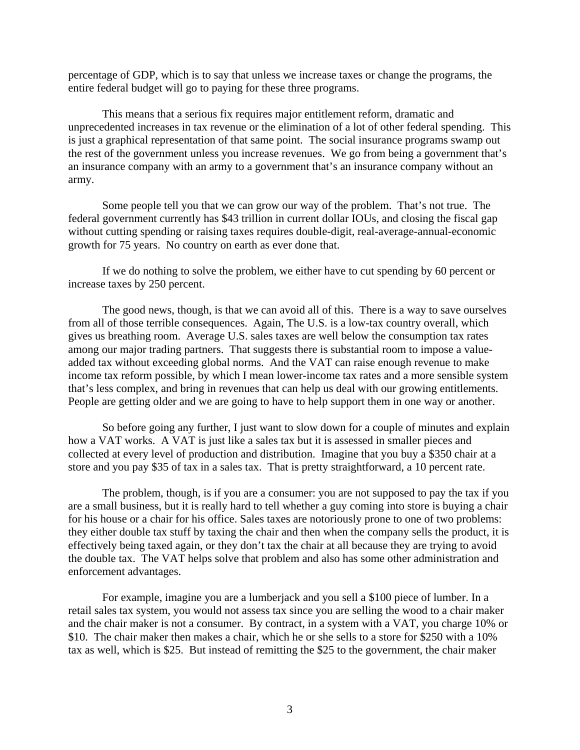percentage of GDP, which is to say that unless we increase taxes or change the programs, the entire federal budget will go to paying for these three programs.

This means that a serious fix requires major entitlement reform, dramatic and unprecedented increases in tax revenue or the elimination of a lot of other federal spending. This is just a graphical representation of that same point. The social insurance programs swamp out the rest of the government unless you increase revenues. We go from being a government that's an insurance company with an army to a government that's an insurance company without an army.

Some people tell you that we can grow our way of the problem. That's not true. The federal government currently has $43 trillion in current dollar IOUs, and closing the fiscal gap without cutting spending or raising taxes requires double-digit, real-average-annual-economic growth for 75 years. No country on earth as ever done that.

If we do nothing to solve the problem, we either have to cut spending by 60 percent or increase taxes by 250 percent.

The good news, though, is that we can avoid all of this. There is a way to save ourselves from all of those terrible consequences. Again, The U.S. is a low-tax country overall, which gives us breathing room. Average U.S. sales taxes are well below the consumption tax rates among our major trading partners. That suggests there is substantial room to impose a value-added tax without exceeding global norms. And the VAT can raise enough revenue to make income tax reform possible, by which I mean lower-income tax rates and a more sensible system that's less complex, and bring in revenues that can help us deal with our growing entitlements. People are getting older and we are going to have to help support them in one way or another.

So before going any further, I just want to slow down for a couple of minutes and explain how a VAT works. A VAT is just like a sales tax but it is assessed in smaller pieces and collected at every level of production and distribution. Imagine that you buy a $350 chair at a store and you pay $35 of tax in a sales tax. That is pretty straightforward, a 10 percent rate.

The problem, though, is if you are a consumer: you are not supposed to pay the tax if you are a small business, but it is really hard to tell whether a guy coming into store is buying a chair for his house or a chair for his office. Sales taxes are notoriously prone to one of two problems: they either double tax stuff by taxing the chair and then when the company sells the product, it is effectively being taxed again, or they don't tax the chair at all because they are trying to avoid the double tax. The VAT helps solve that problem and also has some other administration and enforcement advantages.

For example, imagine you are a lumberjack and you sell a $100 piece of lumber. In a retail sales tax system, you would not assess tax since you are selling the wood to a chair maker and the chair maker is not a consumer. By contract, in a system with a VAT, you charge 10% or $10. The chair maker then makes a chair, which he or she sells to a store for $250 with a 10% tax as well, which is $25. But instead of remitting the $25 to the government, the chair maker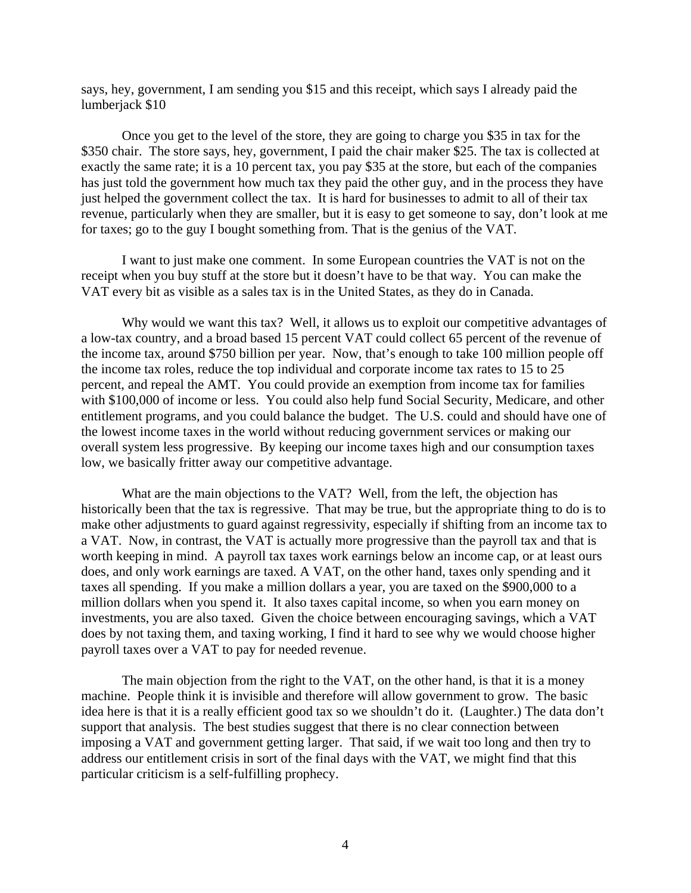says, hey, government, I am sending you $15 and this receipt, which says I already paid the lumberjack $10

Once you get to the level of the store, they are going to charge you $35 in tax for the $350 chair. The store says, hey, government, I paid the chair maker $25. The tax is collected at exactly the same rate; it is a 10 percent tax, you pay $35 at the store, but each of the companies has just told the government how much tax they paid the other guy, and in the process they have just helped the government collect the tax. It is hard for businesses to admit to all of their tax revenue, particularly when they are smaller, but it is easy to get someone to say, don't look at me for taxes; go to the guy I bought something from. That is the genius of the VAT.

I want to just make one comment. In some European countries the VAT is not on the receipt when you buy stuff at the store but it doesn't have to be that way. You can make the VAT every bit as visible as a sales tax is in the United States, as they do in Canada.

Why would we want this tax? Well, it allows us to exploit our competitive advantages of a low-tax country, and a broad based 15 percent VAT could collect 65 percent of the revenue of the income tax, around $750 billion per year. Now, that's enough to take 100 million people off the income tax roles, reduce the top individual and corporate income tax rates to 15 to 25 percent, and repeal the AMT. You could provide an exemption from income tax for families with $100,000 of income or less. You could also help fund Social Security, Medicare, and other entitlement programs, and you could balance the budget. The U.S. could and should have one of the lowest income taxes in the world without reducing government services or making our overall system less progressive. By keeping our income taxes high and our consumption taxes low, we basically fritter away our competitive advantage.

What are the main objections to the VAT? Well, from the left, the objection has historically been that the tax is regressive. That may be true, but the appropriate thing to do is to make other adjustments to guard against regressivity, especially if shifting from an income tax to a VAT. Now, in contrast, the VAT is actually more progressive than the payroll tax and that is worth keeping in mind. A payroll tax taxes work earnings below an income cap, or at least ours does, and only work earnings are taxed. A VAT, on the other hand, taxes only spending and it taxes all spending. If you make a million dollars a year, you are taxed on the $900,000 to a million dollars when you spend it. It also taxes capital income, so when you earn money on investments, you are also taxed. Given the choice between encouraging savings, which a VAT does by not taxing them, and taxing working, I find it hard to see why we would choose higher payroll taxes over a VAT to pay for needed revenue.

The main objection from the right to the VAT, on the other hand, is that it is a money machine. People think it is invisible and therefore will allow government to grow. The basic idea here is that it is a really efficient good tax so we shouldn't do it. (Laughter.) The data don't support that analysis. The best studies suggest that there is no clear connection between imposing a VAT and government getting larger. That said, if we wait too long and then try to address our entitlement crisis in sort of the final days with the VAT, we might find that this particular criticism is a self-fulfilling prophecy.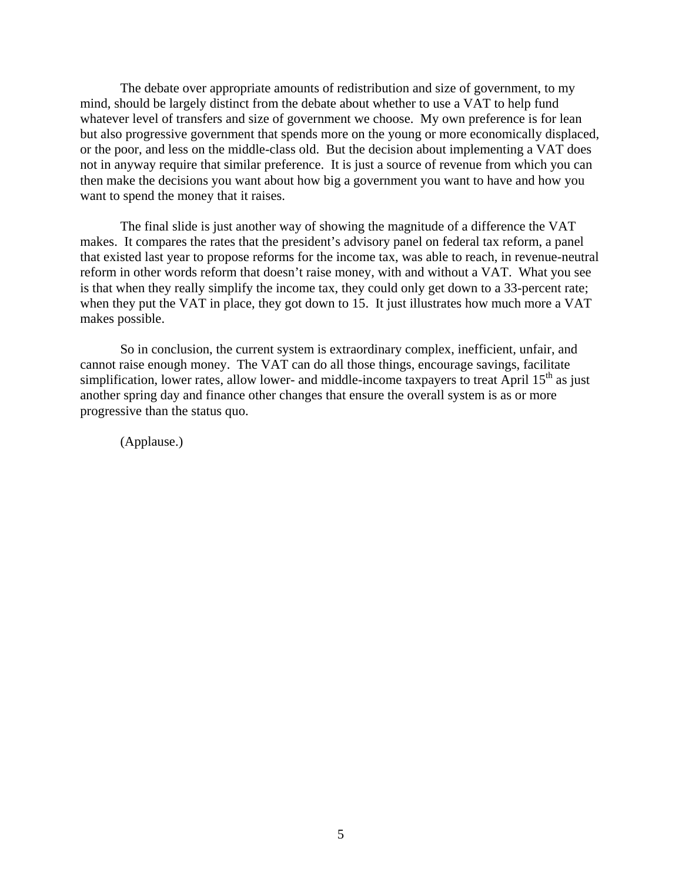The debate over appropriate amounts of redistribution and size of government, to my mind, should be largely distinct from the debate about whether to use a VAT to help fund whatever level of transfers and size of government we choose. My own preference is for lean but also progressive government that spends more on the young or more economically displaced, or the poor, and less on the middle-class old. But the decision about implementing a VAT does not in anyway require that similar preference. It is just a source of revenue from which you can then make the decisions you want about how big a government you want to have and how you want to spend the money that it raises.

The final slide is just another way of showing the magnitude of a difference the VAT makes. It compares the rates that the president's advisory panel on federal tax reform, a panel that existed last year to propose reforms for the income tax, was able to reach, in revenue-neutral reform in other words reform that doesn't raise money, with and without a VAT. What you see is that when they really simplify the income tax, they could only get down to a 33-percent rate; when they put the VAT in place, they got down to 15. It just illustrates how much more a VAT makes possible.

So in conclusion, the current system is extraordinary complex, inefficient, unfair, and cannot raise enough money. The VAT can do all those things, encourage savings, facilitate simplification, lower rates, allow lower- and middle-income taxpayers to treat April 15th as just another spring day and finance other changes that ensure the overall system is as or more progressive than the status quo.

(Applause.)